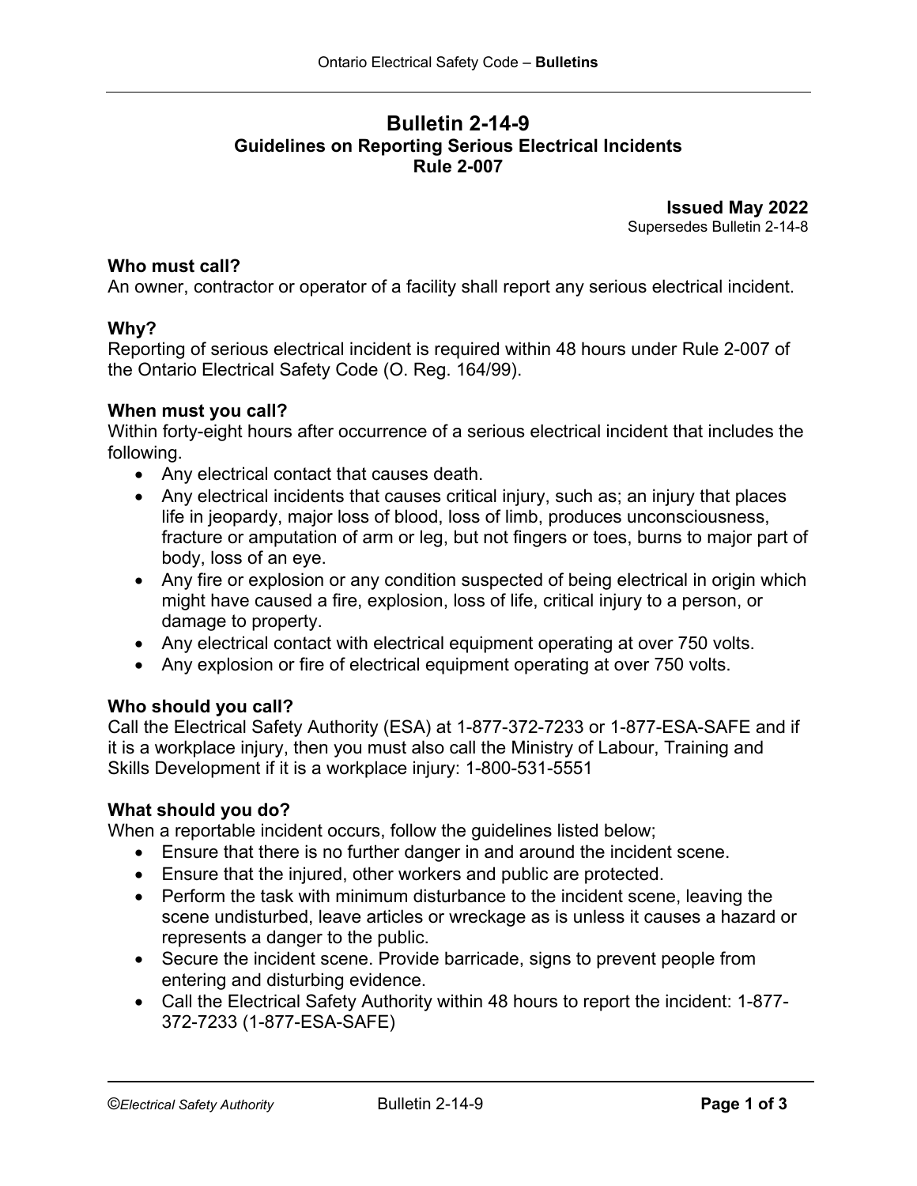# Bulletin 2-14-9
## Guidelines on Reporting Serious Electrical Incidents
## Rule 2-007

**Issued May 2022**
Supersedes Bulletin 2-14-8

### Who must call?

An owner, contractor or operator of a facility shall report any serious electrical incident.

### Why?

Reporting of serious electrical incident is required within 48 hours under Rule 2-007 of the Ontario Electrical Safety Code (O. Reg. 164/99).

### When must you call?

Within forty-eight hours after occurrence of a serious electrical incident that includes the following.

- Any electrical contact that causes death.
- Any electrical incidents that causes critical injury, such as; an injury that places life in jeopardy, major loss of blood, loss of limb, produces unconsciousness, fracture or amputation of arm or leg, but not fingers or toes, burns to major part of body, loss of an eye.
- Any fire or explosion or any condition suspected of being electrical in origin which might have caused a fire, explosion, loss of life, critical injury to a person, or damage to property.
- Any electrical contact with electrical equipment operating at over 750 volts.
- Any explosion or fire of electrical equipment operating at over 750 volts.

### Who should you call?

Call the Electrical Safety Authority (ESA) at 1-877-372-7233 or 1-877-ESA-SAFE and if it is a workplace injury, then you must also call the Ministry of Labour, Training and Skills Development if it is a workplace injury: 1-800-531-5551

### What should you do?

When a reportable incident occurs, follow the guidelines listed below;

- Ensure that there is no further danger in and around the incident scene.
- Ensure that the injured, other workers and public are protected.
- Perform the task with minimum disturbance to the incident scene, leaving the scene undisturbed, leave articles or wreckage as is unless it causes a hazard or represents a danger to the public.
- Secure the incident scene. Provide barricade, signs to prevent people from entering and disturbing evidence.
- Call the Electrical Safety Authority within 48 hours to report the incident: 1-877-372-7233 (1-877-ESA-SAFE)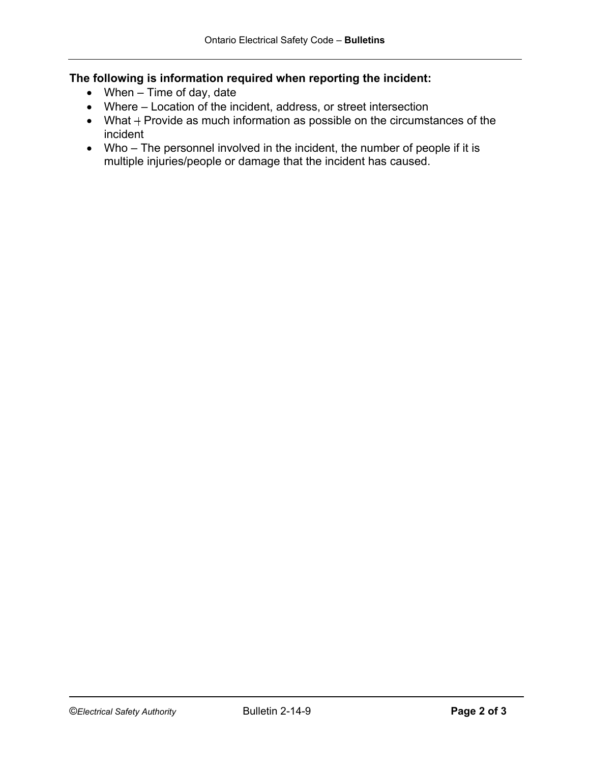**The following is information required when reporting the incident:**

- When – Time of day, date
- Where – Location of the incident, address, or street intersection
- What – Provide as much information as possible on the circumstances of the incident
- Who – The personnel involved in the incident, the number of people if it is multiple injuries/people or damage that the incident has caused.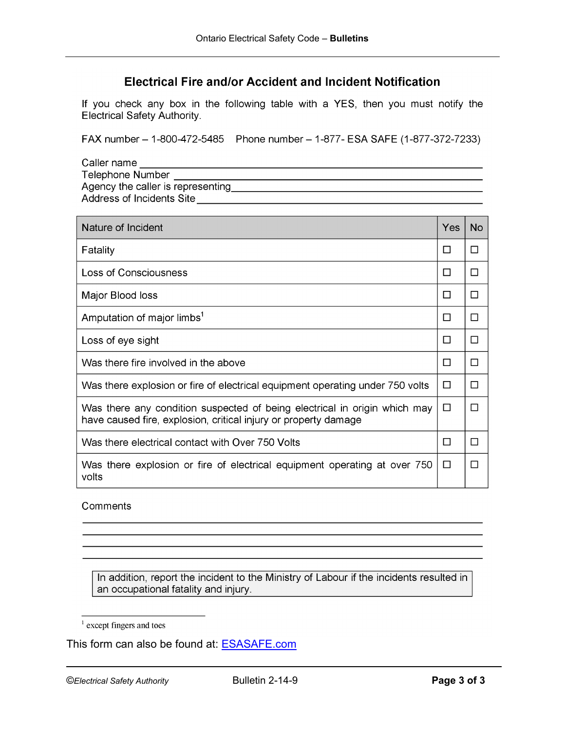## Electrical Fire and/or Accident and Incident Notification

If you check any box in the following table with a YES, then you must notify the Electrical Safety Authority.

FAX number – 1-800-472-5485    Phone number – 1-877- ESA SAFE (1-877-372-7233)

Caller name ______________________________________________

Telephone Number ______________________________________________

Agency the caller is representing______________________________________________

Address of Incidents Site ______________________________________________

| Nature of Incident | Yes | No |
|---|---|---|
| Fatality | ☐ | ☐ |
| Loss of Consciousness | ☐ | ☐ |
| Major Blood loss | ☐ | ☐ |
| Amputation of major limbs[1] | ☐ | ☐ |
| Loss of eye sight | ☐ | ☐ |
| Was there fire involved in the above | ☐ | ☐ |
| Was there explosion or fire of electrical equipment operating under 750 volts | ☐ | ☐ |
| Was there any condition suspected of being electrical in origin which may have caused fire, explosion, critical injury or property damage | ☐ | ☐ |
| Was there electrical contact with Over 750 Volts | ☐ | ☐ |
| Was there explosion or fire of electrical equipment operating at over 750 volts | ☐ | ☐ |

Comments

______________________________________________

______________________________________________

______________________________________________

______________________________________________

> In addition, report the incident to the Ministry of Labour if the incidents resulted in an occupational fatality and injury.

[1] except fingers and toes

This form can also be found at: [ESASAFE.com](ESASAFE.com)